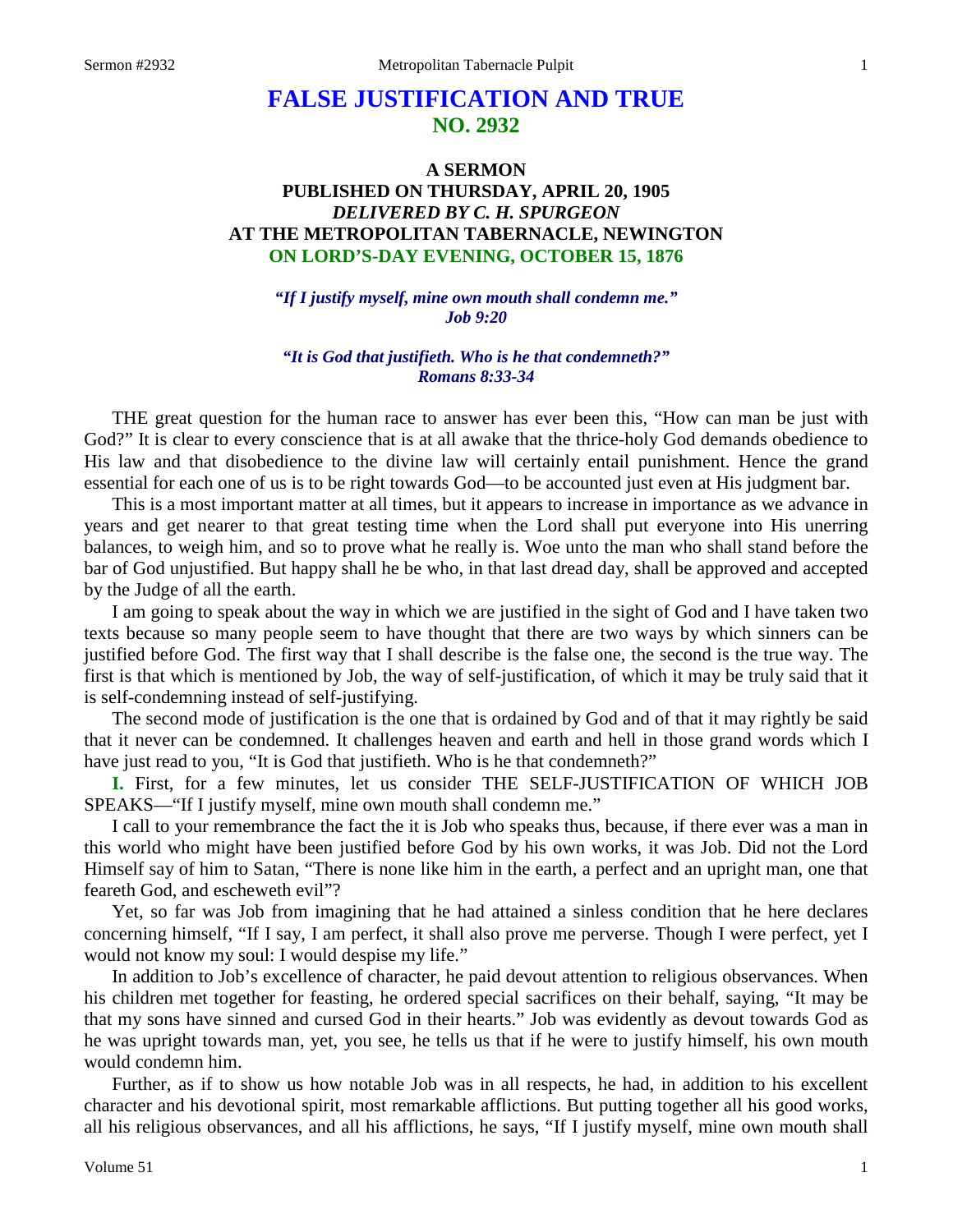# FALSE JUSTIFICATION AND TRUE
## NO. 2932

### A SERMON
### PUBLISHED ON THURSDAY, APRIL 20, 1905
### *DELIVERED BY C. H. SPURGEON*
### AT THE METROPOLITAN TABERNACLE, NEWINGTON
### ON LORD'S-DAY EVENING, OCTOBER 15, 1876

***"If I justify myself, mine own mouth shall condemn me."***
***Job 9:20***

***"It is God that justifieth. Who is he that condemneth?"***
***Romans 8:33-34***

THE great question for the human race to answer has ever been this, "How can man be just with God?" It is clear to every conscience that is at all awake that the thrice-holy God demands obedience to His law and that disobedience to the divine law will certainly entail punishment. Hence the grand essential for each one of us is to be right towards God—to be accounted just even at His judgment bar.

This is a most important matter at all times, but it appears to increase in importance as we advance in years and get nearer to that great testing time when the Lord shall put everyone into His unerring balances, to weigh him, and so to prove what he really is. Woe unto the man who shall stand before the bar of God unjustified. But happy shall he be who, in that last dread day, shall be approved and accepted by the Judge of all the earth.

I am going to speak about the way in which we are justified in the sight of God and I have taken two texts because so many people seem to have thought that there are two ways by which sinners can be justified before God. The first way that I shall describe is the false one, the second is the true way. The first is that which is mentioned by Job, the way of self-justification, of which it may be truly said that it is self-condemning instead of self-justifying.

The second mode of justification is the one that is ordained by God and of that it may rightly be said that it never can be condemned. It challenges heaven and earth and hell in those grand words which I have just read to you, "It is God that justifieth. Who is he that condemneth?"

**I.** First, for a few minutes, let us consider THE SELF-JUSTIFICATION OF WHICH JOB SPEAKS—"If I justify myself, mine own mouth shall condemn me."

I call to your remembrance the fact the it is Job who speaks thus, because, if there ever was a man in this world who might have been justified before God by his own works, it was Job. Did not the Lord Himself say of him to Satan, "There is none like him in the earth, a perfect and an upright man, one that feareth God, and escheweth evil"?

Yet, so far was Job from imagining that he had attained a sinless condition that he here declares concerning himself, "If I say, I am perfect, it shall also prove me perverse. Though I were perfect, yet I would not know my soul: I would despise my life."

In addition to Job's excellence of character, he paid devout attention to religious observances. When his children met together for feasting, he ordered special sacrifices on their behalf, saying, "It may be that my sons have sinned and cursed God in their hearts." Job was evidently as devout towards God as he was upright towards man, yet, you see, he tells us that if he were to justify himself, his own mouth would condemn him.

Further, as if to show us how notable Job was in all respects, he had, in addition to his excellent character and his devotional spirit, most remarkable afflictions. But putting together all his good works, all his religious observances, and all his afflictions, he says, "If I justify myself, mine own mouth shall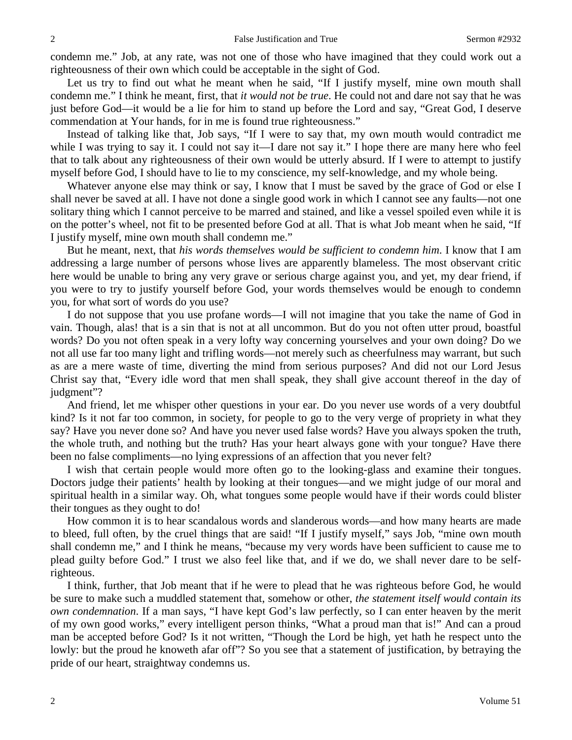condemn me." Job, at any rate, was not one of those who have imagined that they could work out a righteousness of their own which could be acceptable in the sight of God.

Let us try to find out what he meant when he said, "If I justify myself, mine own mouth shall condemn me." I think he meant, first, that *it would not be true*. He could not and dare not say that he was just before God—it would be a lie for him to stand up before the Lord and say, "Great God, I deserve commendation at Your hands, for in me is found true righteousness."

Instead of talking like that, Job says, "If I were to say that, my own mouth would contradict me while I was trying to say it. I could not say it—I dare not say it." I hope there are many here who feel that to talk about any righteousness of their own would be utterly absurd. If I were to attempt to justify myself before God, I should have to lie to my conscience, my self-knowledge, and my whole being.

Whatever anyone else may think or say, I know that I must be saved by the grace of God or else I shall never be saved at all. I have not done a single good work in which I cannot see any faults—not one solitary thing which I cannot perceive to be marred and stained, and like a vessel spoiled even while it is on the potter's wheel, not fit to be presented before God at all. That is what Job meant when he said, "If I justify myself, mine own mouth shall condemn me."

But he meant, next, that *his words themselves would be sufficient to condemn him*. I know that I am addressing a large number of persons whose lives are apparently blameless. The most observant critic here would be unable to bring any very grave or serious charge against you, and yet, my dear friend, if you were to try to justify yourself before God, your words themselves would be enough to condemn you, for what sort of words do you use?

I do not suppose that you use profane words—I will not imagine that you take the name of God in vain. Though, alas! that is a sin that is not at all uncommon. But do you not often utter proud, boastful words? Do you not often speak in a very lofty way concerning yourselves and your own doing? Do we not all use far too many light and trifling words—not merely such as cheerfulness may warrant, but such as are a mere waste of time, diverting the mind from serious purposes? And did not our Lord Jesus Christ say that, "Every idle word that men shall speak, they shall give account thereof in the day of judgment"?

And friend, let me whisper other questions in your ear. Do you never use words of a very doubtful kind? Is it not far too common, in society, for people to go to the very verge of propriety in what they say? Have you never done so? And have you never used false words? Have you always spoken the truth, the whole truth, and nothing but the truth? Has your heart always gone with your tongue? Have there been no false compliments—no lying expressions of an affection that you never felt?

I wish that certain people would more often go to the looking-glass and examine their tongues. Doctors judge their patients' health by looking at their tongues—and we might judge of our moral and spiritual health in a similar way. Oh, what tongues some people would have if their words could blister their tongues as they ought to do!

How common it is to hear scandalous words and slanderous words—and how many hearts are made to bleed, full often, by the cruel things that are said! "If I justify myself," says Job, "mine own mouth shall condemn me," and I think he means, "because my very words have been sufficient to cause me to plead guilty before God." I trust we also feel like that, and if we do, we shall never dare to be self-righteous.

I think, further, that Job meant that if he were to plead that he was righteous before God, he would be sure to make such a muddled statement that, somehow or other, *the statement itself would contain its own condemnation*. If a man says, "I have kept God's law perfectly, so I can enter heaven by the merit of my own good works," every intelligent person thinks, "What a proud man that is!" And can a proud man be accepted before God? Is it not written, "Though the Lord be high, yet hath he respect unto the lowly: but the proud he knoweth afar off"? So you see that a statement of justification, by betraying the pride of our heart, straightway condemns us.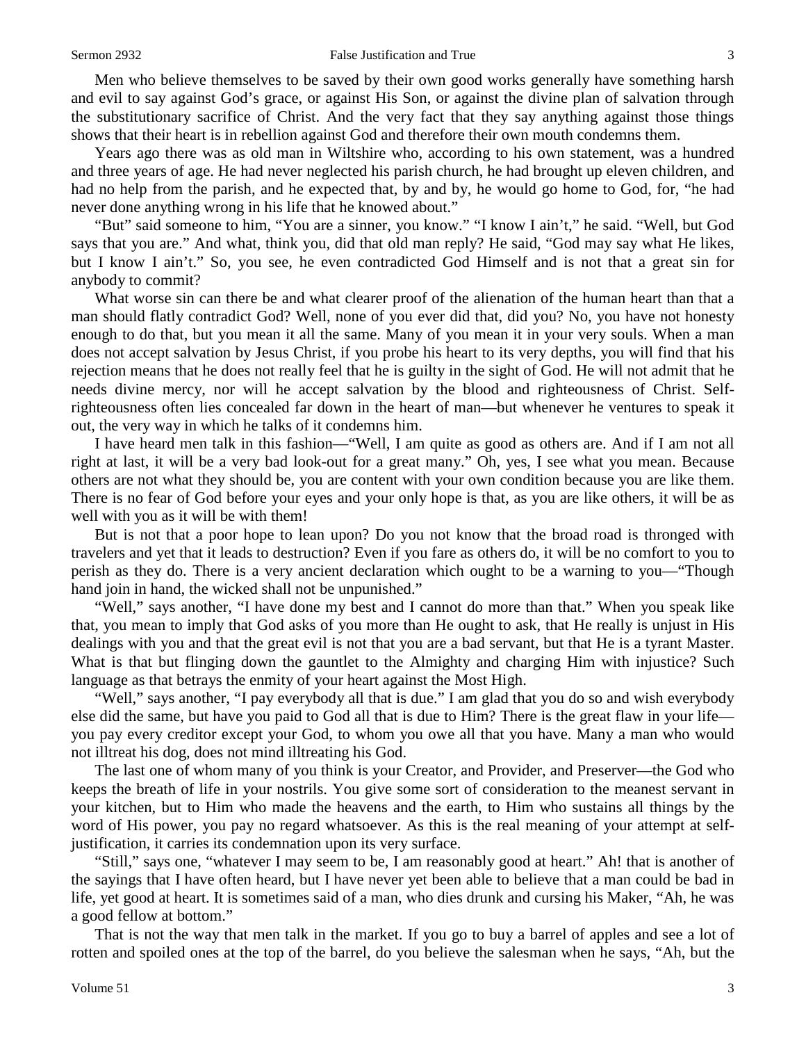Men who believe themselves to be saved by their own good works generally have something harsh and evil to say against God's grace, or against His Son, or against the divine plan of salvation through the substitutionary sacrifice of Christ. And the very fact that they say anything against those things shows that their heart is in rebellion against God and therefore their own mouth condemns them.

Years ago there was as old man in Wiltshire who, according to his own statement, was a hundred and three years of age. He had never neglected his parish church, he had brought up eleven children, and had no help from the parish, and he expected that, by and by, he would go home to God, for, "he had never done anything wrong in his life that he knowed about."

"But" said someone to him, "You are a sinner, you know." "I know I ain't," he said. "Well, but God says that you are." And what, think you, did that old man reply? He said, "God may say what He likes, but I know I ain't." So, you see, he even contradicted God Himself and is not that a great sin for anybody to commit?

What worse sin can there be and what clearer proof of the alienation of the human heart than that a man should flatly contradict God? Well, none of you ever did that, did you? No, you have not honesty enough to do that, but you mean it all the same. Many of you mean it in your very souls. When a man does not accept salvation by Jesus Christ, if you probe his heart to its very depths, you will find that his rejection means that he does not really feel that he is guilty in the sight of God. He will not admit that he needs divine mercy, nor will he accept salvation by the blood and righteousness of Christ. Self-righteousness often lies concealed far down in the heart of man—but whenever he ventures to speak it out, the very way in which he talks of it condemns him.

I have heard men talk in this fashion—"Well, I am quite as good as others are. And if I am not all right at last, it will be a very bad look-out for a great many." Oh, yes, I see what you mean. Because others are not what they should be, you are content with your own condition because you are like them. There is no fear of God before your eyes and your only hope is that, as you are like others, it will be as well with you as it will be with them!

But is not that a poor hope to lean upon? Do you not know that the broad road is thronged with travelers and yet that it leads to destruction? Even if you fare as others do, it will be no comfort to you to perish as they do. There is a very ancient declaration which ought to be a warning to you—"Though hand join in hand, the wicked shall not be unpunished."

"Well," says another, "I have done my best and I cannot do more than that." When you speak like that, you mean to imply that God asks of you more than He ought to ask, that He really is unjust in His dealings with you and that the great evil is not that you are a bad servant, but that He is a tyrant Master. What is that but flinging down the gauntlet to the Almighty and charging Him with injustice? Such language as that betrays the enmity of your heart against the Most High.

"Well," says another, "I pay everybody all that is due." I am glad that you do so and wish everybody else did the same, but have you paid to God all that is due to Him? There is the great flaw in your life—you pay every creditor except your God, to whom you owe all that you have. Many a man who would not illtreat his dog, does not mind illtreating his God.

The last one of whom many of you think is your Creator, and Provider, and Preserver—the God who keeps the breath of life in your nostrils. You give some sort of consideration to the meanest servant in your kitchen, but to Him who made the heavens and the earth, to Him who sustains all things by the word of His power, you pay no regard whatsoever. As this is the real meaning of your attempt at self-justification, it carries its condemnation upon its very surface.

"Still," says one, "whatever I may seem to be, I am reasonably good at heart." Ah! that is another of the sayings that I have often heard, but I have never yet been able to believe that a man could be bad in life, yet good at heart. It is sometimes said of a man, who dies drunk and cursing his Maker, "Ah, he was a good fellow at bottom."

That is not the way that men talk in the market. If you go to buy a barrel of apples and see a lot of rotten and spoiled ones at the top of the barrel, do you believe the salesman when he says, "Ah, but the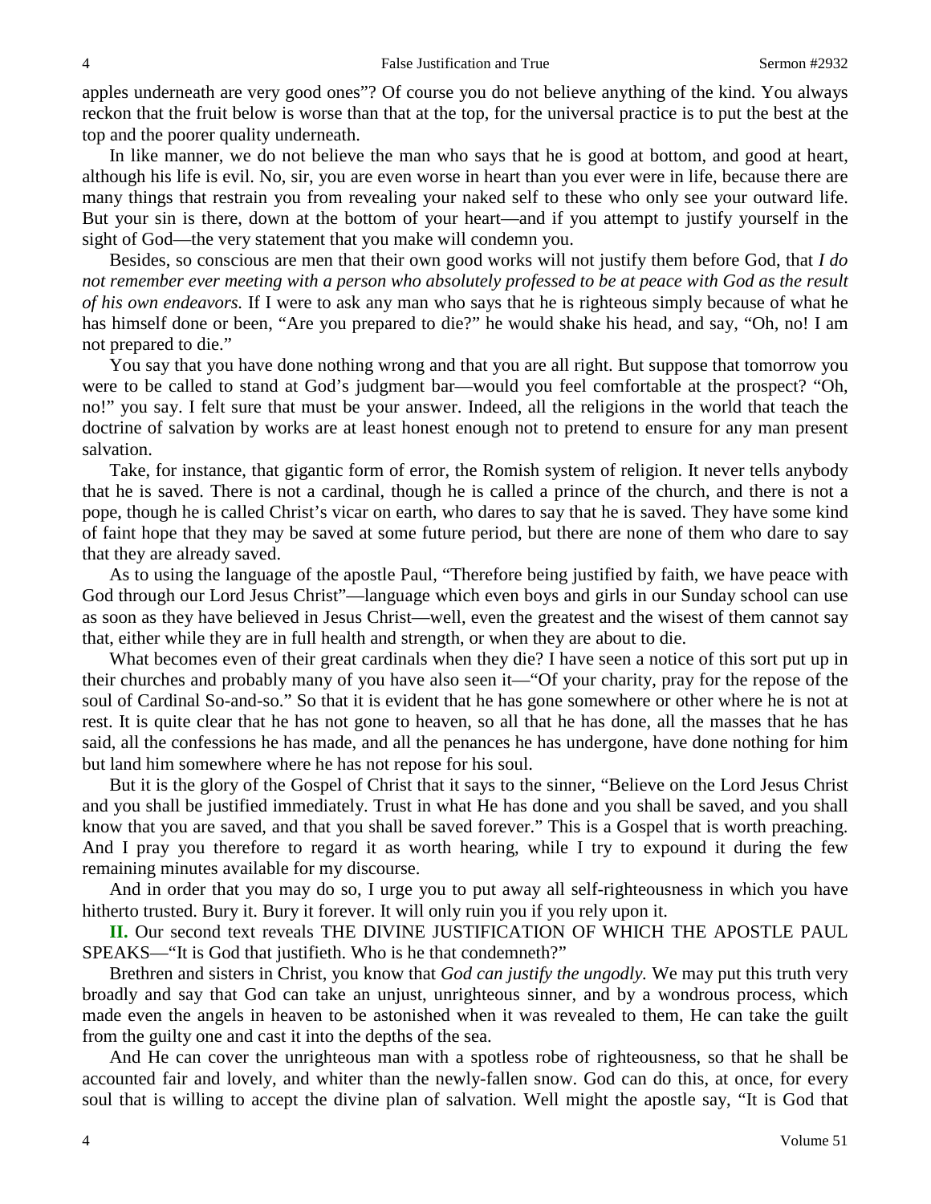apples underneath are very good ones"? Of course you do not believe anything of the kind. You always reckon that the fruit below is worse than that at the top, for the universal practice is to put the best at the top and the poorer quality underneath.

In like manner, we do not believe the man who says that he is good at bottom, and good at heart, although his life is evil. No, sir, you are even worse in heart than you ever were in life, because there are many things that restrain you from revealing your naked self to these who only see your outward life. But your sin is there, down at the bottom of your heart—and if you attempt to justify yourself in the sight of God—the very statement that you make will condemn you.

Besides, so conscious are men that their own good works will not justify them before God, that *I do not remember ever meeting with a person who absolutely professed to be at peace with God as the result of his own endeavors.* If I were to ask any man who says that he is righteous simply because of what he has himself done or been, "Are you prepared to die?" he would shake his head, and say, "Oh, no! I am not prepared to die."

You say that you have done nothing wrong and that you are all right. But suppose that tomorrow you were to be called to stand at God's judgment bar—would you feel comfortable at the prospect? "Oh, no!" you say. I felt sure that must be your answer. Indeed, all the religions in the world that teach the doctrine of salvation by works are at least honest enough not to pretend to ensure for any man present salvation.

Take, for instance, that gigantic form of error, the Romish system of religion. It never tells anybody that he is saved. There is not a cardinal, though he is called a prince of the church, and there is not a pope, though he is called Christ's vicar on earth, who dares to say that he is saved. They have some kind of faint hope that they may be saved at some future period, but there are none of them who dare to say that they are already saved.

As to using the language of the apostle Paul, "Therefore being justified by faith, we have peace with God through our Lord Jesus Christ"—language which even boys and girls in our Sunday school can use as soon as they have believed in Jesus Christ—well, even the greatest and the wisest of them cannot say that, either while they are in full health and strength, or when they are about to die.

What becomes even of their great cardinals when they die? I have seen a notice of this sort put up in their churches and probably many of you have also seen it—"Of your charity, pray for the repose of the soul of Cardinal So-and-so." So that it is evident that he has gone somewhere or other where he is not at rest. It is quite clear that he has not gone to heaven, so all that he has done, all the masses that he has said, all the confessions he has made, and all the penances he has undergone, have done nothing for him but land him somewhere where he has not repose for his soul.

But it is the glory of the Gospel of Christ that it says to the sinner, "Believe on the Lord Jesus Christ and you shall be justified immediately. Trust in what He has done and you shall be saved, and you shall know that you are saved, and that you shall be saved forever." This is a Gospel that is worth preaching. And I pray you therefore to regard it as worth hearing, while I try to expound it during the few remaining minutes available for my discourse.

And in order that you may do so, I urge you to put away all self-righteousness in which you have hitherto trusted. Bury it. Bury it forever. It will only ruin you if you rely upon it.

**II.** Our second text reveals THE DIVINE JUSTIFICATION OF WHICH THE APOSTLE PAUL SPEAKS—"It is God that justifieth. Who is he that condemneth?"

Brethren and sisters in Christ, you know that *God can justify the ungodly.* We may put this truth very broadly and say that God can take an unjust, unrighteous sinner, and by a wondrous process, which made even the angels in heaven to be astonished when it was revealed to them, He can take the guilt from the guilty one and cast it into the depths of the sea.

And He can cover the unrighteous man with a spotless robe of righteousness, so that he shall be accounted fair and lovely, and whiter than the newly-fallen snow. God can do this, at once, for every soul that is willing to accept the divine plan of salvation. Well might the apostle say, "It is God that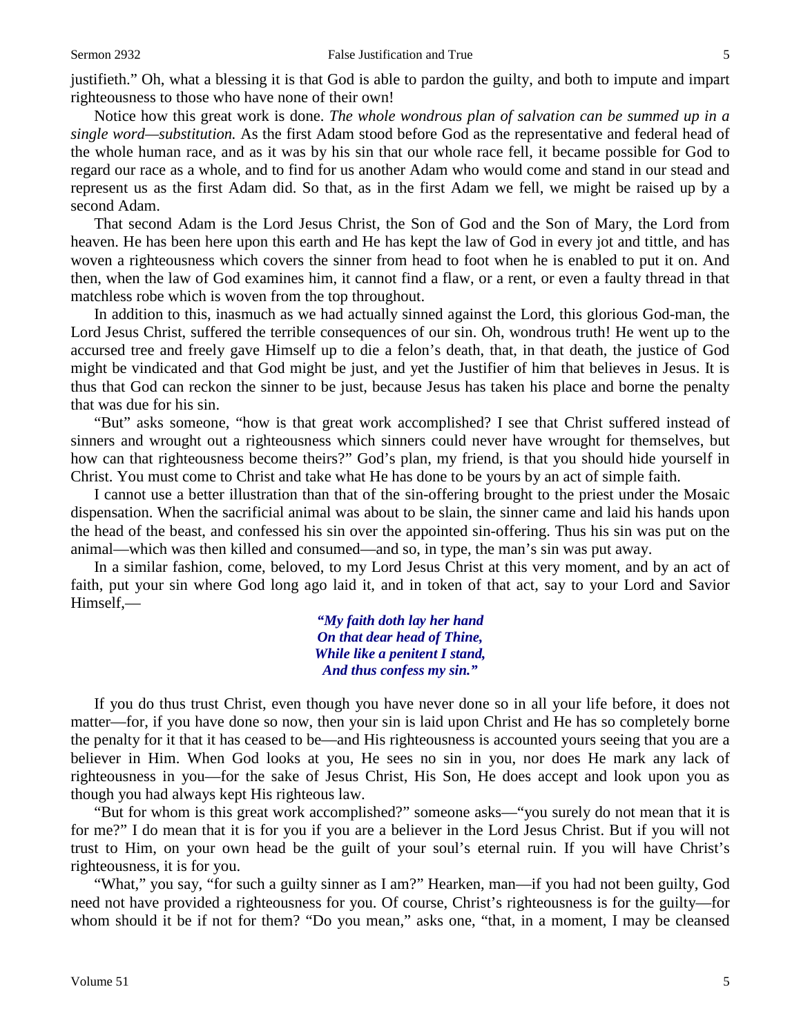justifieth." Oh, what a blessing it is that God is able to pardon the guilty, and both to impute and impart righteousness to those who have none of their own!

Notice how this great work is done. *The whole wondrous plan of salvation can be summed up in a single word—substitution.* As the first Adam stood before God as the representative and federal head of the whole human race, and as it was by his sin that our whole race fell, it became possible for God to regard our race as a whole, and to find for us another Adam who would come and stand in our stead and represent us as the first Adam did. So that, as in the first Adam we fell, we might be raised up by a second Adam.

That second Adam is the Lord Jesus Christ, the Son of God and the Son of Mary, the Lord from heaven. He has been here upon this earth and He has kept the law of God in every jot and tittle, and has woven a righteousness which covers the sinner from head to foot when he is enabled to put it on. And then, when the law of God examines him, it cannot find a flaw, or a rent, or even a faulty thread in that matchless robe which is woven from the top throughout.

In addition to this, inasmuch as we had actually sinned against the Lord, this glorious God-man, the Lord Jesus Christ, suffered the terrible consequences of our sin. Oh, wondrous truth! He went up to the accursed tree and freely gave Himself up to die a felon's death, that, in that death, the justice of God might be vindicated and that God might be just, and yet the Justifier of him that believes in Jesus. It is thus that God can reckon the sinner to be just, because Jesus has taken his place and borne the penalty that was due for his sin.

"But" asks someone, "how is that great work accomplished? I see that Christ suffered instead of sinners and wrought out a righteousness which sinners could never have wrought for themselves, but how can that righteousness become theirs?" God's plan, my friend, is that you should hide yourself in Christ. You must come to Christ and take what He has done to be yours by an act of simple faith.

I cannot use a better illustration than that of the sin-offering brought to the priest under the Mosaic dispensation. When the sacrificial animal was about to be slain, the sinner came and laid his hands upon the head of the beast, and confessed his sin over the appointed sin-offering. Thus his sin was put on the animal—which was then killed and consumed—and so, in type, the man's sin was put away.

In a similar fashion, come, beloved, to my Lord Jesus Christ at this very moment, and by an act of faith, put your sin where God long ago laid it, and in token of that act, say to your Lord and Savior Himself,—

> ***"My faith doth lay her hand***
> ***On that dear head of Thine,***
> ***While like a penitent I stand,***
> ***And thus confess my sin."***

If you do thus trust Christ, even though you have never done so in all your life before, it does not matter—for, if you have done so now, then your sin is laid upon Christ and He has so completely borne the penalty for it that it has ceased to be—and His righteousness is accounted yours seeing that you are a believer in Him. When God looks at you, He sees no sin in you, nor does He mark any lack of righteousness in you—for the sake of Jesus Christ, His Son, He does accept and look upon you as though you had always kept His righteous law.

"But for whom is this great work accomplished?" someone asks—"you surely do not mean that it is for me?" I do mean that it is for you if you are a believer in the Lord Jesus Christ. But if you will not trust to Him, on your own head be the guilt of your soul's eternal ruin. If you will have Christ's righteousness, it is for you.

"What," you say, "for such a guilty sinner as I am?" Hearken, man—if you had not been guilty, God need not have provided a righteousness for you. Of course, Christ's righteousness is for the guilty—for whom should it be if not for them? "Do you mean," asks one, "that, in a moment, I may be cleansed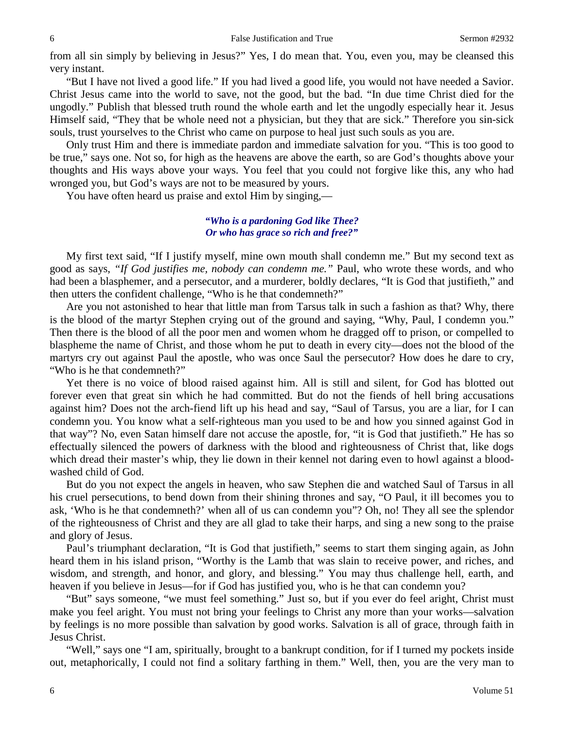from all sin simply by believing in Jesus?" Yes, I do mean that. You, even you, may be cleansed this very instant.

"But I have not lived a good life." If you had lived a good life, you would not have needed a Savior. Christ Jesus came into the world to save, not the good, but the bad. "In due time Christ died for the ungodly." Publish that blessed truth round the whole earth and let the ungodly especially hear it. Jesus Himself said, "They that be whole need not a physician, but they that are sick." Therefore you sin-sick souls, trust yourselves to the Christ who came on purpose to heal just such souls as you are.

Only trust Him and there is immediate pardon and immediate salvation for you. "This is too good to be true," says one. Not so, for high as the heavens are above the earth, so are God's thoughts above your thoughts and His ways above your ways. You feel that you could not forgive like this, any who had wronged you, but God's ways are not to be measured by yours.

You have often heard us praise and extol Him by singing,—

*"Who is a pardoning God like Thee?*
*Or who has grace so rich and free?"*

My first text said, "If I justify myself, mine own mouth shall condemn me." But my second text as good as says, *"If God justifies me, nobody can condemn me."* Paul, who wrote these words, and who had been a blasphemer, and a persecutor, and a murderer, boldly declares, "It is God that justifieth," and then utters the confident challenge, "Who is he that condemneth?"

Are you not astonished to hear that little man from Tarsus talk in such a fashion as that? Why, there is the blood of the martyr Stephen crying out of the ground and saying, "Why, Paul, I condemn you." Then there is the blood of all the poor men and women whom he dragged off to prison, or compelled to blaspheme the name of Christ, and those whom he put to death in every city—does not the blood of the martyrs cry out against Paul the apostle, who was once Saul the persecutor? How does he dare to cry, "Who is he that condemneth?"

Yet there is no voice of blood raised against him. All is still and silent, for God has blotted out forever even that great sin which he had committed. But do not the fiends of hell bring accusations against him? Does not the arch-fiend lift up his head and say, "Saul of Tarsus, you are a liar, for I can condemn you. You know what a self-righteous man you used to be and how you sinned against God in that way"? No, even Satan himself dare not accuse the apostle, for, "it is God that justifieth." He has so effectually silenced the powers of darkness with the blood and righteousness of Christ that, like dogs which dread their master's whip, they lie down in their kennel not daring even to howl against a blood-washed child of God.

But do you not expect the angels in heaven, who saw Stephen die and watched Saul of Tarsus in all his cruel persecutions, to bend down from their shining thrones and say, "O Paul, it ill becomes you to ask, 'Who is he that condemneth?' when all of us can condemn you"? Oh, no! They all see the splendor of the righteousness of Christ and they are all glad to take their harps, and sing a new song to the praise and glory of Jesus.

Paul's triumphant declaration, "It is God that justifieth," seems to start them singing again, as John heard them in his island prison, "Worthy is the Lamb that was slain to receive power, and riches, and wisdom, and strength, and honor, and glory, and blessing." You may thus challenge hell, earth, and heaven if you believe in Jesus—for if God has justified you, who is he that can condemn you?

"But" says someone, "we must feel something." Just so, but if you ever do feel aright, Christ must make you feel aright. You must not bring your feelings to Christ any more than your works—salvation by feelings is no more possible than salvation by good works. Salvation is all of grace, through faith in Jesus Christ.

"Well," says one "I am, spiritually, brought to a bankrupt condition, for if I turned my pockets inside out, metaphorically, I could not find a solitary farthing in them." Well, then, you are the very man to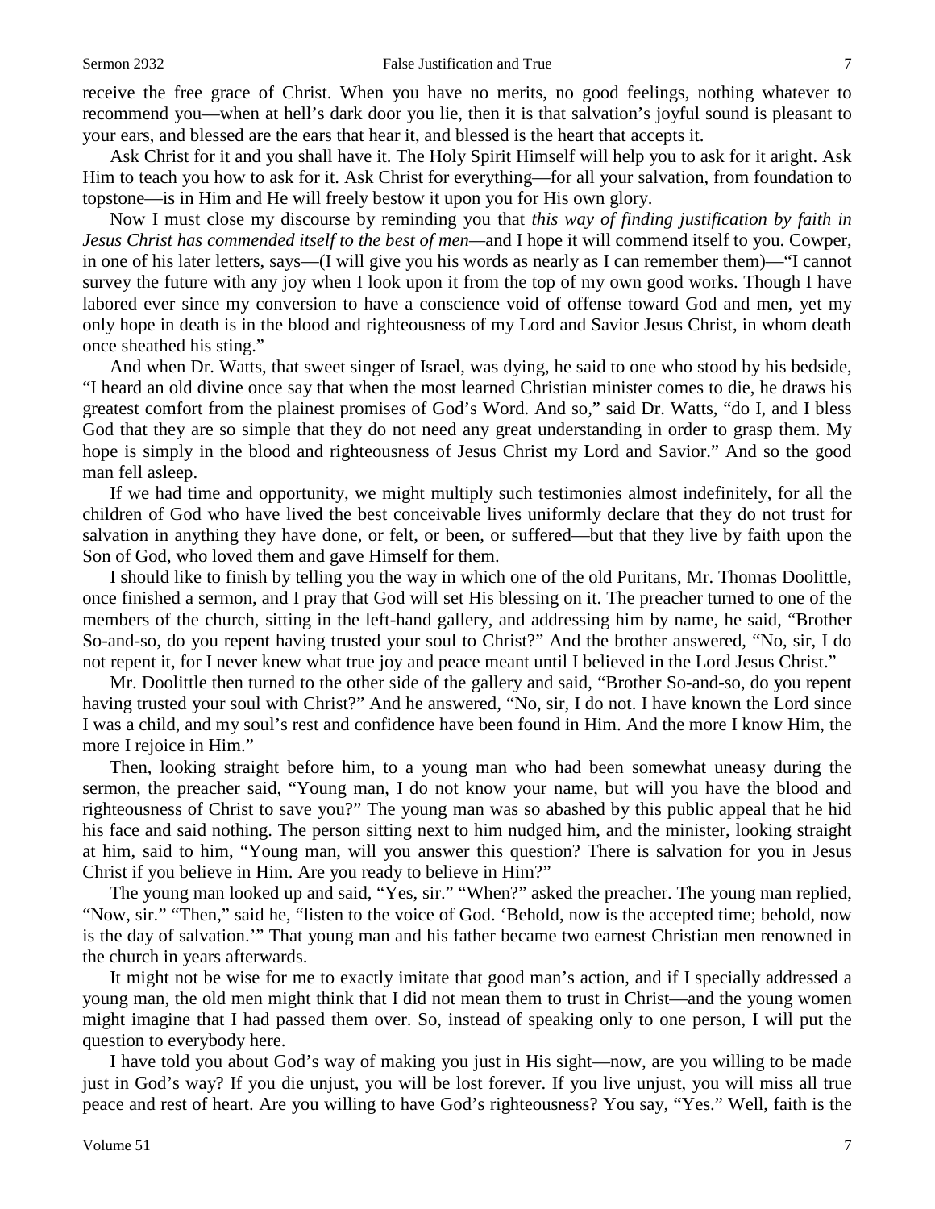receive the free grace of Christ. When you have no merits, no good feelings, nothing whatever to recommend you—when at hell's dark door you lie, then it is that salvation's joyful sound is pleasant to your ears, and blessed are the ears that hear it, and blessed is the heart that accepts it.

Ask Christ for it and you shall have it. The Holy Spirit Himself will help you to ask for it aright. Ask Him to teach you how to ask for it. Ask Christ for everything—for all your salvation, from foundation to topstone—is in Him and He will freely bestow it upon you for His own glory.

Now I must close my discourse by reminding you that *this way of finding justification by faith in Jesus Christ has commended itself to the best of men*—and I hope it will commend itself to you. Cowper, in one of his later letters, says—(I will give you his words as nearly as I can remember them)—"I cannot survey the future with any joy when I look upon it from the top of my own good works. Though I have labored ever since my conversion to have a conscience void of offense toward God and men, yet my only hope in death is in the blood and righteousness of my Lord and Savior Jesus Christ, in whom death once sheathed his sting."

And when Dr. Watts, that sweet singer of Israel, was dying, he said to one who stood by his bedside, "I heard an old divine once say that when the most learned Christian minister comes to die, he draws his greatest comfort from the plainest promises of God's Word. And so," said Dr. Watts, "do I, and I bless God that they are so simple that they do not need any great understanding in order to grasp them. My hope is simply in the blood and righteousness of Jesus Christ my Lord and Savior." And so the good man fell asleep.

If we had time and opportunity, we might multiply such testimonies almost indefinitely, for all the children of God who have lived the best conceivable lives uniformly declare that they do not trust for salvation in anything they have done, or felt, or been, or suffered—but that they live by faith upon the Son of God, who loved them and gave Himself for them.

I should like to finish by telling you the way in which one of the old Puritans, Mr. Thomas Doolittle, once finished a sermon, and I pray that God will set His blessing on it. The preacher turned to one of the members of the church, sitting in the left-hand gallery, and addressing him by name, he said, "Brother So-and-so, do you repent having trusted your soul to Christ?" And the brother answered, "No, sir, I do not repent it, for I never knew what true joy and peace meant until I believed in the Lord Jesus Christ."

Mr. Doolittle then turned to the other side of the gallery and said, "Brother So-and-so, do you repent having trusted your soul with Christ?" And he answered, "No, sir, I do not. I have known the Lord since I was a child, and my soul's rest and confidence have been found in Him. And the more I know Him, the more I rejoice in Him."

Then, looking straight before him, to a young man who had been somewhat uneasy during the sermon, the preacher said, "Young man, I do not know your name, but will you have the blood and righteousness of Christ to save you?" The young man was so abashed by this public appeal that he hid his face and said nothing. The person sitting next to him nudged him, and the minister, looking straight at him, said to him, "Young man, will you answer this question? There is salvation for you in Jesus Christ if you believe in Him. Are you ready to believe in Him?"

The young man looked up and said, "Yes, sir." "When?" asked the preacher. The young man replied, "Now, sir." "Then," said he, "listen to the voice of God. 'Behold, now is the accepted time; behold, now is the day of salvation.'" That young man and his father became two earnest Christian men renowned in the church in years afterwards.

It might not be wise for me to exactly imitate that good man's action, and if I specially addressed a young man, the old men might think that I did not mean them to trust in Christ—and the young women might imagine that I had passed them over. So, instead of speaking only to one person, I will put the question to everybody here.

I have told you about God's way of making you just in His sight—now, are you willing to be made just in God's way? If you die unjust, you will be lost forever. If you live unjust, you will miss all true peace and rest of heart. Are you willing to have God's righteousness? You say, "Yes." Well, faith is the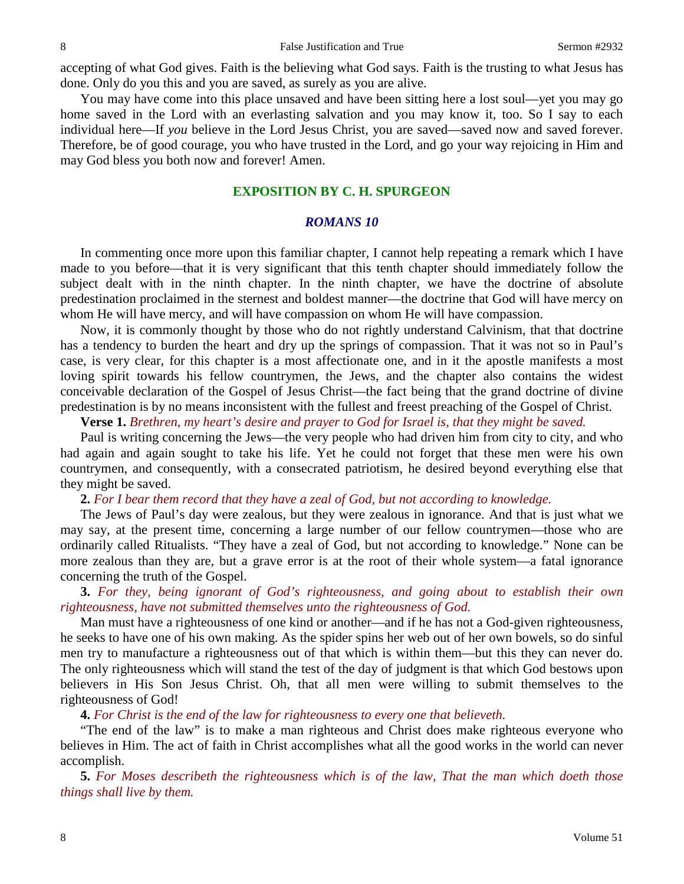accepting of what God gives. Faith is the believing what God says. Faith is the trusting to what Jesus has done. Only do you this and you are saved, as surely as you are alive.

You may have come into this place unsaved and have been sitting here a lost soul—yet you may go home saved in the Lord with an everlasting salvation and you may know it, too. So I say to each individual here—If *you* believe in the Lord Jesus Christ, you are saved—saved now and saved forever. Therefore, be of good courage, you who have trusted in the Lord, and go your way rejoicing in Him and may God bless you both now and forever! Amen.

## EXPOSITION BY C. H. SPURGEON

### *ROMANS 10*

In commenting once more upon this familiar chapter, I cannot help repeating a remark which I have made to you before—that it is very significant that this tenth chapter should immediately follow the subject dealt with in the ninth chapter. In the ninth chapter, we have the doctrine of absolute predestination proclaimed in the sternest and boldest manner—the doctrine that God will have mercy on whom He will have mercy, and will have compassion on whom He will have compassion.

Now, it is commonly thought by those who do not rightly understand Calvinism, that that doctrine has a tendency to burden the heart and dry up the springs of compassion. That it was not so in Paul's case, is very clear, for this chapter is a most affectionate one, and in it the apostle manifests a most loving spirit towards his fellow countrymen, the Jews, and the chapter also contains the widest conceivable declaration of the Gospel of Jesus Christ—the fact being that the grand doctrine of divine predestination is by no means inconsistent with the fullest and freest preaching of the Gospel of Christ.

**Verse 1.** *Brethren, my heart's desire and prayer to God for Israel is, that they might be saved.*

Paul is writing concerning the Jews—the very people who had driven him from city to city, and who had again and again sought to take his life. Yet he could not forget that these men were his own countrymen, and consequently, with a consecrated patriotism, he desired beyond everything else that they might be saved.

**2.** *For I bear them record that they have a zeal of God, but not according to knowledge.*

The Jews of Paul's day were zealous, but they were zealous in ignorance. And that is just what we may say, at the present time, concerning a large number of our fellow countrymen—those who are ordinarily called Ritualists. "They have a zeal of God, but not according to knowledge." None can be more zealous than they are, but a grave error is at the root of their whole system—a fatal ignorance concerning the truth of the Gospel.

**3.** *For they, being ignorant of God's righteousness, and going about to establish their own righteousness, have not submitted themselves unto the righteousness of God.*

Man must have a righteousness of one kind or another—and if he has not a God-given righteousness, he seeks to have one of his own making. As the spider spins her web out of her own bowels, so do sinful men try to manufacture a righteousness out of that which is within them—but this they can never do. The only righteousness which will stand the test of the day of judgment is that which God bestows upon believers in His Son Jesus Christ. Oh, that all men were willing to submit themselves to the righteousness of God!

**4.** *For Christ is the end of the law for righteousness to every one that believeth.*

"The end of the law" is to make a man righteous and Christ does make righteous everyone who believes in Him. The act of faith in Christ accomplishes what all the good works in the world can never accomplish.

**5.** *For Moses describeth the righteousness which is of the law, That the man which doeth those things shall live by them.*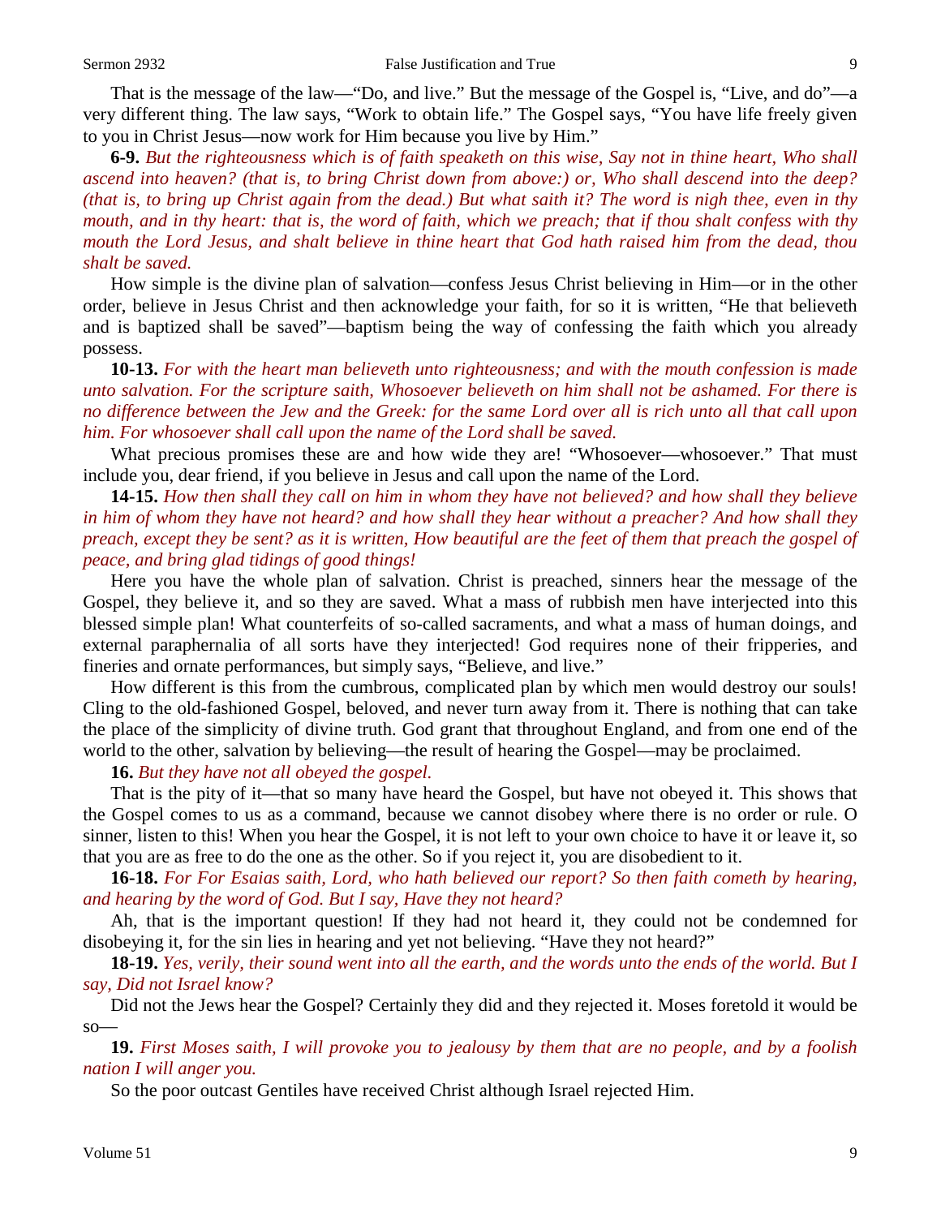That is the message of the law—"Do, and live." But the message of the Gospel is, "Live, and do"—a very different thing. The law says, "Work to obtain life." The Gospel says, "You have life freely given to you in Christ Jesus—now work for Him because you live by Him."

**6-9.** *But the righteousness which is of faith speaketh on this wise, Say not in thine heart, Who shall ascend into heaven? (that is, to bring Christ down from above:) or, Who shall descend into the deep? (that is, to bring up Christ again from the dead.) But what saith it? The word is nigh thee, even in thy mouth, and in thy heart: that is, the word of faith, which we preach; that if thou shalt confess with thy mouth the Lord Jesus, and shalt believe in thine heart that God hath raised him from the dead, thou shalt be saved.*

How simple is the divine plan of salvation—confess Jesus Christ believing in Him—or in the other order, believe in Jesus Christ and then acknowledge your faith, for so it is written, "He that believeth and is baptized shall be saved"—baptism being the way of confessing the faith which you already possess.

**10-13.** *For with the heart man believeth unto righteousness; and with the mouth confession is made unto salvation. For the scripture saith, Whosoever believeth on him shall not be ashamed. For there is no difference between the Jew and the Greek: for the same Lord over all is rich unto all that call upon him. For whosoever shall call upon the name of the Lord shall be saved.*

What precious promises these are and how wide they are! "Whosoever—whosoever." That must include you, dear friend, if you believe in Jesus and call upon the name of the Lord.

**14-15.** *How then shall they call on him in whom they have not believed? and how shall they believe in him of whom they have not heard? and how shall they hear without a preacher? And how shall they preach, except they be sent? as it is written, How beautiful are the feet of them that preach the gospel of peace, and bring glad tidings of good things!*

Here you have the whole plan of salvation. Christ is preached, sinners hear the message of the Gospel, they believe it, and so they are saved. What a mass of rubbish men have interjected into this blessed simple plan! What counterfeits of so-called sacraments, and what a mass of human doings, and external paraphernalia of all sorts have they interjected! God requires none of their fripperies, and fineries and ornate performances, but simply says, "Believe, and live."

How different is this from the cumbrous, complicated plan by which men would destroy our souls! Cling to the old-fashioned Gospel, beloved, and never turn away from it. There is nothing that can take the place of the simplicity of divine truth. God grant that throughout England, and from one end of the world to the other, salvation by believing—the result of hearing the Gospel—may be proclaimed.

**16.** *But they have not all obeyed the gospel.*

That is the pity of it—that so many have heard the Gospel, but have not obeyed it. This shows that the Gospel comes to us as a command, because we cannot disobey where there is no order or rule. O sinner, listen to this! When you hear the Gospel, it is not left to your own choice to have it or leave it, so that you are as free to do the one as the other. So if you reject it, you are disobedient to it.

**16-18.** *For For Esaias saith, Lord, who hath believed our report? So then faith cometh by hearing, and hearing by the word of God. But I say, Have they not heard?*

Ah, that is the important question! If they had not heard it, they could not be condemned for disobeying it, for the sin lies in hearing and yet not believing. "Have they not heard?"

**18-19.** *Yes, verily, their sound went into all the earth, and the words unto the ends of the world. But I say, Did not Israel know?*

Did not the Jews hear the Gospel? Certainly they did and they rejected it. Moses foretold it would be so—

**19.** *First Moses saith, I will provoke you to jealousy by them that are no people, and by a foolish nation I will anger you.*

So the poor outcast Gentiles have received Christ although Israel rejected Him.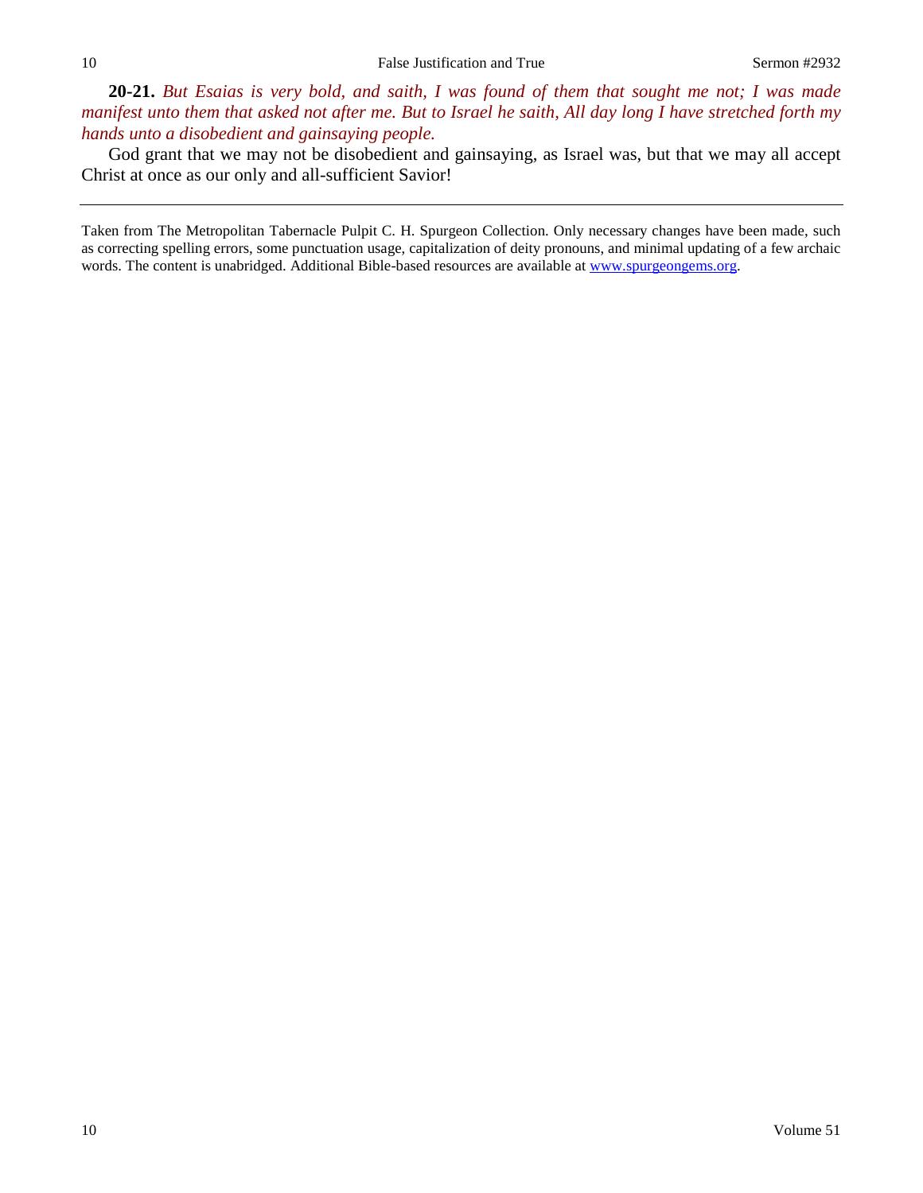**20-21.** *But Esaias is very bold, and saith, I was found of them that sought me not; I was made manifest unto them that asked not after me. But to Israel he saith, All day long I have stretched forth my hands unto a disobedient and gainsaying people.*

God grant that we may not be disobedient and gainsaying, as Israel was, but that we may all accept Christ at once as our only and all-sufficient Savior!

---

Taken from The Metropolitan Tabernacle Pulpit C. H. Spurgeon Collection. Only necessary changes have been made, such as correcting spelling errors, some punctuation usage, capitalization of deity pronouns, and minimal updating of a few archaic words. The content is unabridged. Additional Bible-based resources are available at [www.spurgeongems.org](http://www.spurgeongems.org).